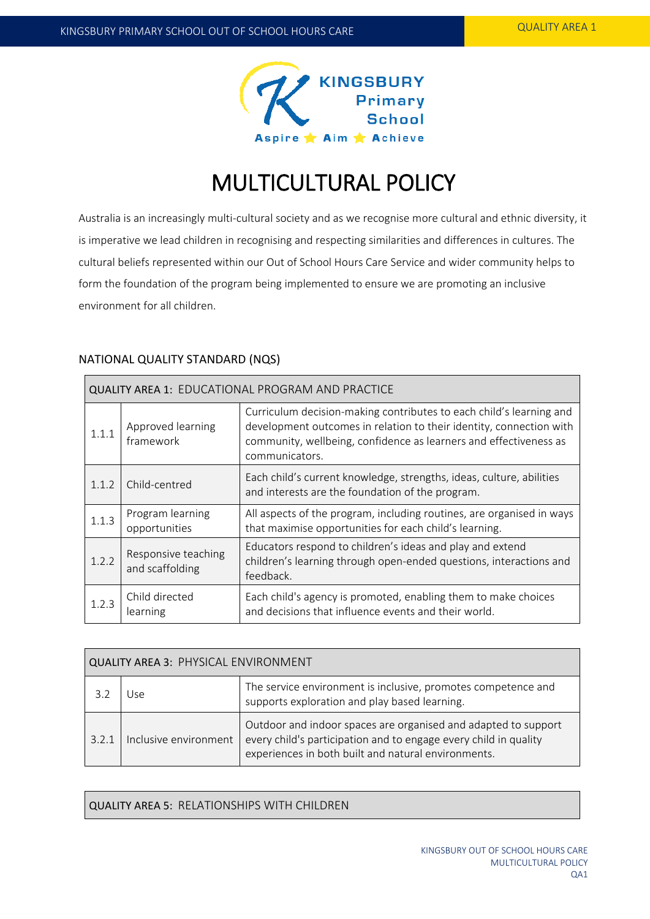# MULTICULTURAL POLICY

Australia is an increasingly multi-cultural society and as we recognise more cultural and ethnic diversity, it is imperative we lead children in recognising and respecting similarities and differences in cultures. The cultural beliefs represented within our Out of School Hours Care Service and wider community helps to form the foundation of the program being implemented to ensure we are promoting an inclusive environment for all children.

## NATIONAL QUALITY STANDARD (NQS)

| QUALITY AREA 1: EDUCATIONAL PROGRAM AND PRACTICE | | |
|---|---|---|
| 1.1.1 | Approved learning framework | Curriculum decision-making contributes to each child's learning and development outcomes in relation to their identity, connection with community, wellbeing, confidence as learners and effectiveness as communicators. |
| 1.1.2 | Child-centred | Each child's current knowledge, strengths, ideas, culture, abilities and interests are the foundation of the program. |
| 1.1.3 | Program learning opportunities | All aspects of the program, including routines, are organised in ways that maximise opportunities for each child's learning. |
| 1.2.2 | Responsive teaching and scaffolding | Educators respond to children's ideas and play and extend children's learning through open-ended questions, interactions and feedback. |
| 1.2.3 | Child directed learning | Each child's agency is promoted, enabling them to make choices and decisions that influence events and their world. |

| QUALITY AREA 3: PHYSICAL ENVIRONMENT | | |
|---|---|---|
| 3.2 | Use | The service environment is inclusive, promotes competence and supports exploration and play based learning. |
| 3.2.1 | Inclusive environment | Outdoor and indoor spaces are organised and adapted to support every child's participation and to engage every child in quality experiences in both built and natural environments. |

| QUALITY AREA 5: RELATIONSHIPS WITH CHILDREN |
|---|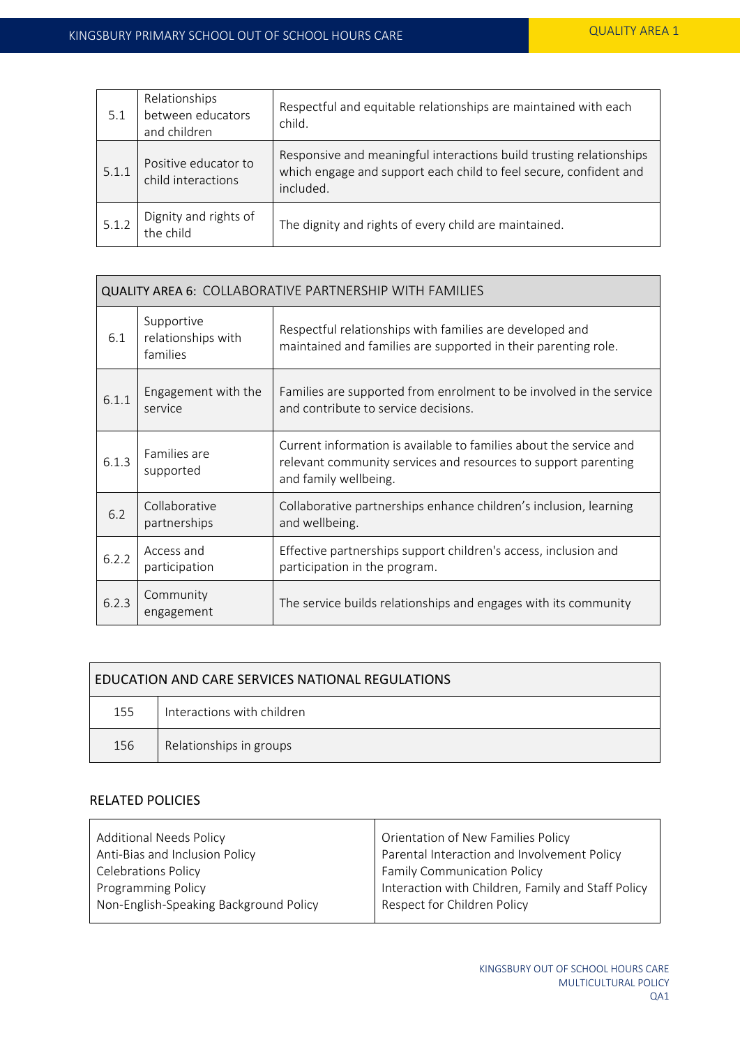| | | |
|---|---|---|
| 5.1 | Relationships between educators and children | Respectful and equitable relationships are maintained with each child. |
| 5.1.1 | Positive educator to child interactions | Responsive and meaningful interactions build trusting relationships which engage and support each child to feel secure, confident and included. |
| 5.1.2 | Dignity and rights of the child | The dignity and rights of every child are maintained. |

| QUALITY AREA 6: COLLABORATIVE PARTNERSHIP WITH FAMILIES | | |
|---|---|---|
| 6.1 | Supportive relationships with families | Respectful relationships with families are developed and maintained and families are supported in their parenting role. |
| 6.1.1 | Engagement with the service | Families are supported from enrolment to be involved in the service and contribute to service decisions. |
| 6.1.3 | Families are supported | Current information is available to families about the service and relevant community services and resources to support parenting and family wellbeing. |
| 6.2 | Collaborative partnerships | Collaborative partnerships enhance children's inclusion, learning and wellbeing. |
| 6.2.2 | Access and participation | Effective partnerships support children's access, inclusion and participation in the program. |
| 6.2.3 | Community engagement | The service builds relationships and engages with its community |

| EDUCATION AND CARE SERVICES NATIONAL REGULATIONS | |
|---|---|
| 155 | Interactions with children |
| 156 | Relationships in groups |

## RELATED POLICIES

| | |
|---|---|
| Additional Needs Policy<br>Anti-Bias and Inclusion Policy<br>Celebrations Policy<br>Programming Policy<br>Non-English-Speaking Background Policy | Orientation of New Families Policy<br>Parental Interaction and Involvement Policy<br>Family Communication Policy<br>Interaction with Children, Family and Staff Policy<br>Respect for Children Policy |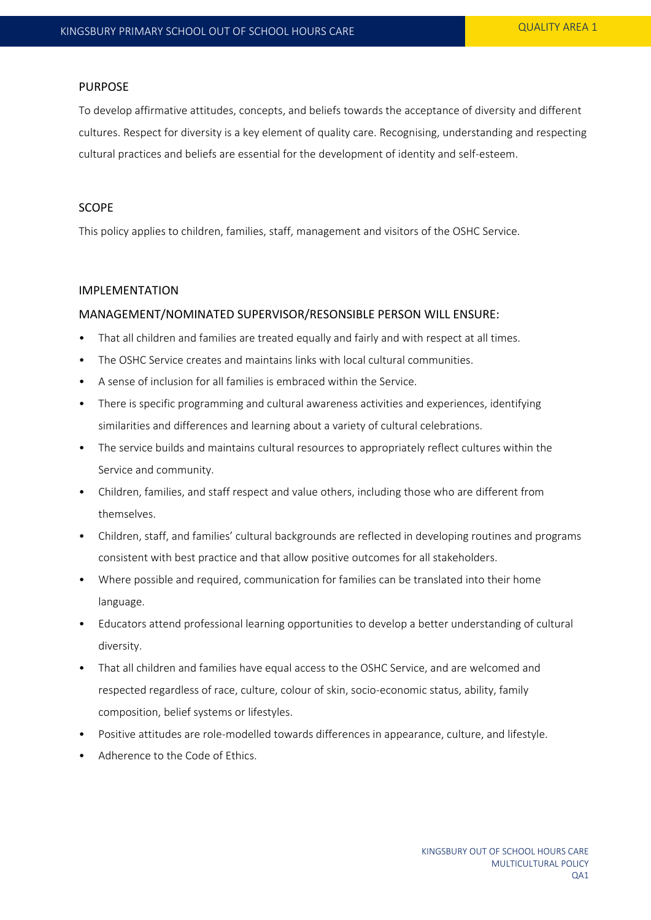## PURPOSE

To develop affirmative attitudes, concepts, and beliefs towards the acceptance of diversity and different cultures. Respect for diversity is a key element of quality care. Recognising, understanding and respecting cultural practices and beliefs are essential for the development of identity and self-esteem.

## SCOPE

This policy applies to children, families, staff, management and visitors of the OSHC Service.

## IMPLEMENTATION

### MANAGEMENT/NOMINATED SUPERVISOR/RESONSIBLE PERSON WILL ENSURE:

- That all children and families are treated equally and fairly and with respect at all times.
- The OSHC Service creates and maintains links with local cultural communities.
- A sense of inclusion for all families is embraced within the Service.
- There is specific programming and cultural awareness activities and experiences, identifying similarities and differences and learning about a variety of cultural celebrations.
- The service builds and maintains cultural resources to appropriately reflect cultures within the Service and community.
- Children, families, and staff respect and value others, including those who are different from themselves.
- Children, staff, and families' cultural backgrounds are reflected in developing routines and programs consistent with best practice and that allow positive outcomes for all stakeholders.
- Where possible and required, communication for families can be translated into their home language.
- Educators attend professional learning opportunities to develop a better understanding of cultural diversity.
- That all children and families have equal access to the OSHC Service, and are welcomed and respected regardless of race, culture, colour of skin, socio-economic status, ability, family composition, belief systems or lifestyles.
- Positive attitudes are role-modelled towards differences in appearance, culture, and lifestyle.
- Adherence to the Code of Ethics.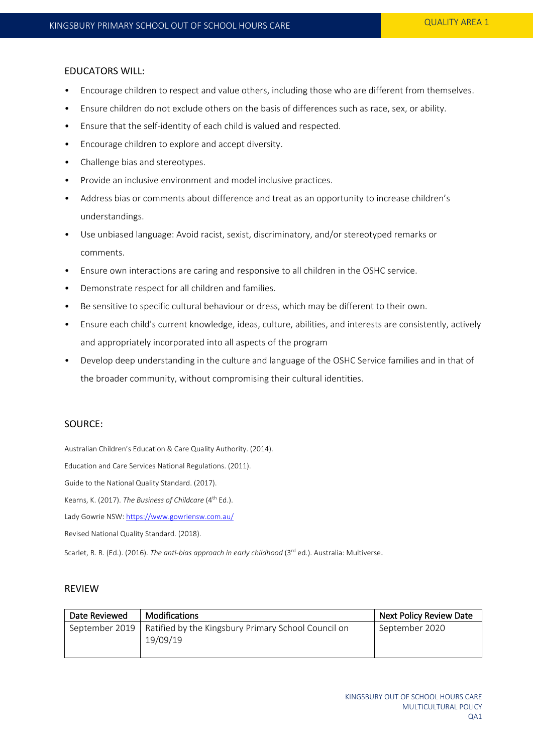## EDUCATORS WILL:

- Encourage children to respect and value others, including those who are different from themselves.
- Ensure children do not exclude others on the basis of differences such as race, sex, or ability.
- Ensure that the self-identity of each child is valued and respected.
- Encourage children to explore and accept diversity.
- Challenge bias and stereotypes.
- Provide an inclusive environment and model inclusive practices.
- Address bias or comments about difference and treat as an opportunity to increase children's understandings.
- Use unbiased language: Avoid racist, sexist, discriminatory, and/or stereotyped remarks or comments.
- Ensure own interactions are caring and responsive to all children in the OSHC service.
- Demonstrate respect for all children and families.
- Be sensitive to specific cultural behaviour or dress, which may be different to their own.
- Ensure each child's current knowledge, ideas, culture, abilities, and interests are consistently, actively and appropriately incorporated into all aspects of the program
- Develop deep understanding in the culture and language of the OSHC Service families and in that of the broader community, without compromising their cultural identities.

## SOURCE:

Australian Children's Education & Care Quality Authority. (2014).

Education and Care Services National Regulations. (2011).

Guide to the National Quality Standard. (2017).

Kearns, K. (2017). *The Business of Childcare* (4th Ed.).

Lady Gowrie NSW: https://www.gowriensw.com.au/

Revised National Quality Standard. (2018).

Scarlet, R. R. (Ed.). (2016). *The anti-bias approach in early childhood* (3rd ed.). Australia: Multiverse.

## REVIEW

| Date Reviewed | Modifications | Next Policy Review Date |
|---|---|---|
| September 2019 | Ratified by the Kingsbury Primary School Council on 19/09/19 | September 2020 |